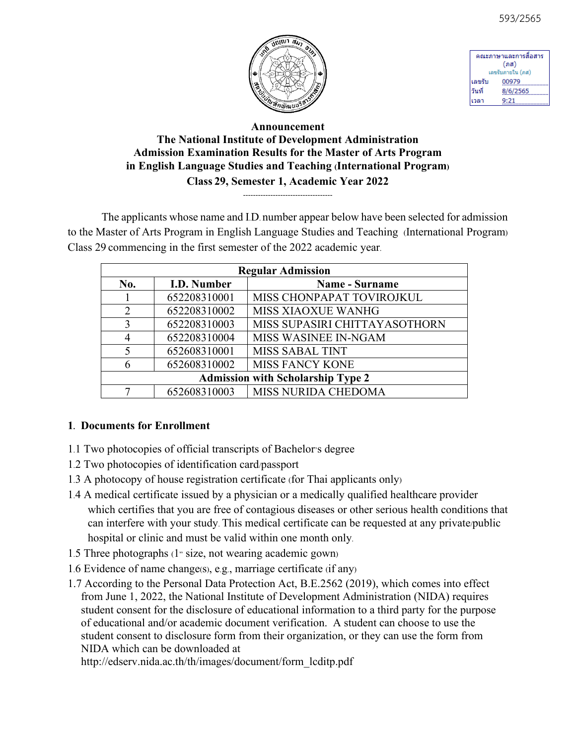593/2565

คณะภาษาและการสื่อสาร (ภส)
เลขรับภายใน (ภส)
เลขรับ 00979
วันที่ 8/6/2565
เวลา 9:21

**Announcement**
**The National Institute of Development Administration**
**Admission Examination Results for the Master of Arts Program**
**in English Language Studies and Teaching (International Program)**
**Class 29, Semester 1, Academic Year 2022**

---

The applicants whose name and I.D. number appear below have been selected for admission to the Master of Arts Program in English Language Studies and Teaching (International Program) Class 29 commencing in the first semester of the 2022 academic year.

| **Regular Admission** | | |
|---|---|---|
| **No.** | **I.D. Number** | **Name - Surname** |
| 1 | 652208310001 | MISS CHONPAPAT TOVIROJKUL |
| 2 | 652208310002 | MISS XIAOXUE WANHG |
| 3 | 652208310003 | MISS SUPASIRI CHITTAYASOTHORN |
| 4 | 652208310004 | MISS WASINEE IN-NGAM |
| 5 | 652608310001 | MISS SABAL TINT |
| 6 | 652608310002 | MISS FANCY KONE |
| **Admission with Scholarship Type 2** | | |
| 7 | 652608310003 | MISS NURIDA CHEDOMA |

**1. Documents for Enrollment**

1.1 Two photocopies of official transcripts of Bachelor's degree

1.2 Two photocopies of identification card/passport

1.3 A photocopy of house registration certificate (for Thai applicants only)

1.4 A medical certificate issued by a physician or a medically qualified healthcare provider which certifies that you are free of contagious diseases or other serious health conditions that can interfere with your study. This medical certificate can be requested at any private/public hospital or clinic and must be valid within one month only.

1.5 Three photographs (1" size, not wearing academic gown)

1.6 Evidence of name change(s), e.g., marriage certificate (if any)

1.7 According to the Personal Data Protection Act, B.E.2562 (2019), which comes into effect from June 1, 2022, the National Institute of Development Administration (NIDA) requires student consent for the disclosure of educational information to a third party for the purpose of educational and/or academic document verification. A student can choose to use the student consent to disclosure form from their organization, or they can use the form from NIDA which can be downloaded at http://edserv.nida.ac.th/th/images/document/form_lcditp.pdf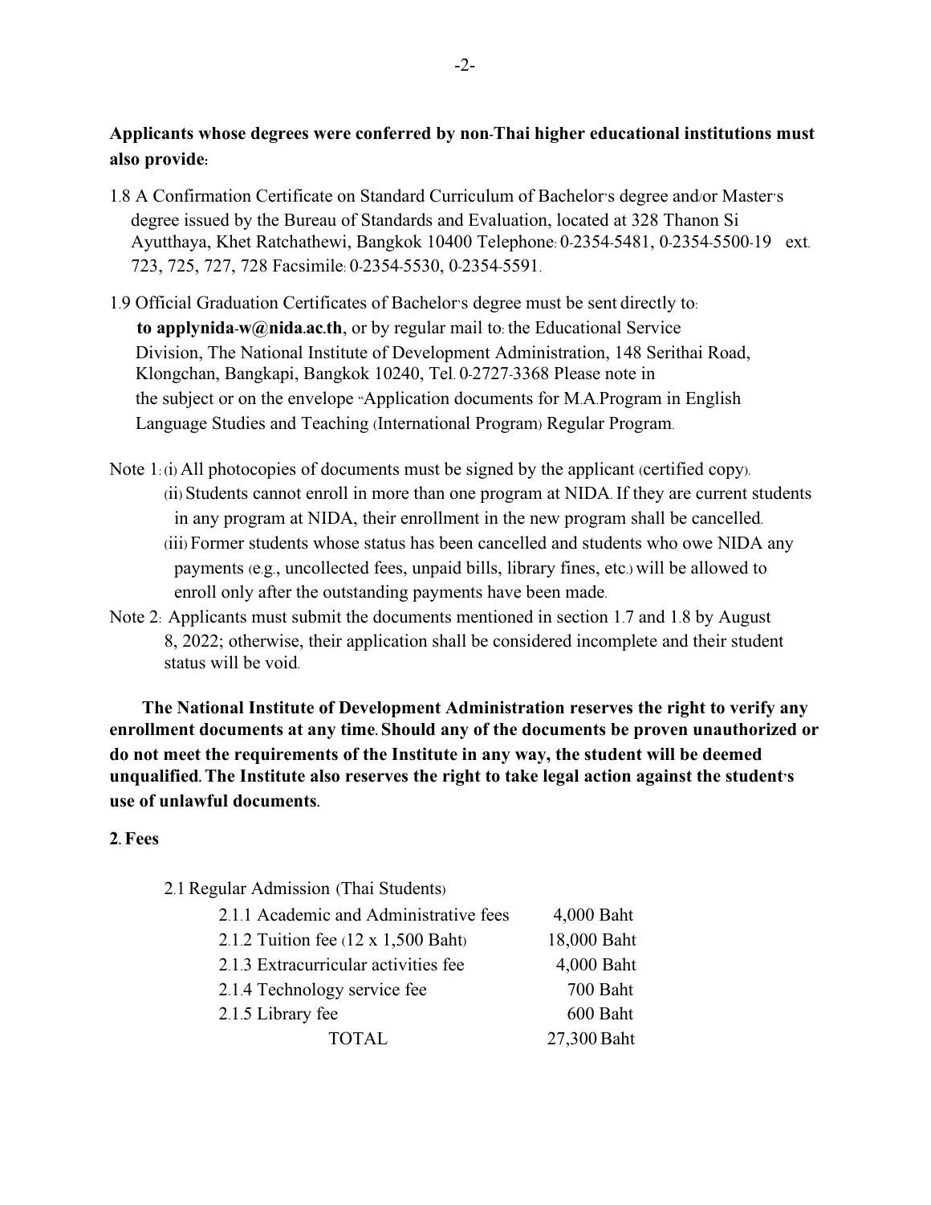**Applicants whose degrees were conferred by non-Thai higher educational institutions must also provide:**

1.8 A Confirmation Certificate on Standard Curriculum of Bachelor's degree and/or Master's degree issued by the Bureau of Standards and Evaluation, located at 328 Thanon Si Ayutthaya, Khet Ratchathewi, Bangkok 10400 Telephone: 0-2354-5481, 0-2354-5500-19 ext. 723, 725, 727, 728 Facsimile: 0-2354-5530, 0-2354-5591.

1.9 Official Graduation Certificates of Bachelor's degree must be sent directly to: **to applynida-w@nida.ac.th**, or by regular mail to: the Educational Service Division, The National Institute of Development Administration, 148 Serithai Road, Klongchan, Bangkapi, Bangkok 10240, Tel. 0-2727-3368 Please note in the subject or on the envelope "Application documents for M.A.Program in English Language Studies and Teaching (International Program) Regular Program.

Note 1: (i) All photocopies of documents must be signed by the applicant (certified copy).

(ii) Students cannot enroll in more than one program at NIDA. If they are current students in any program at NIDA, their enrollment in the new program shall be cancelled.

(iii) Former students whose status has been cancelled and students who owe NIDA any payments (e.g., uncollected fees, unpaid bills, library fines, etc.) will be allowed to enroll only after the outstanding payments have been made.

Note 2: Applicants must submit the documents mentioned in section 1.7 and 1.8 by August 8, 2022; otherwise, their application shall be considered incomplete and their student status will be void.

**The National Institute of Development Administration reserves the right to verify any enrollment documents at any time. Should any of the documents be proven unauthorized or do not meet the requirements of the Institute in any way, the student will be deemed unqualified. The Institute also reserves the right to take legal action against the student's use of unlawful documents.**

**2. Fees**

2.1 Regular Admission (Thai Students)

| Item | Amount |
|---|---|
| 2.1.1 Academic and Administrative fees | 4,000 Baht |
| 2.1.2 Tuition fee (12 x 1,500 Baht) | 18,000 Baht |
| 2.1.3 Extracurricular activities fee | 4,000 Baht |
| 2.1.4 Technology service fee | 700 Baht |
| 2.1.5 Library fee | 600 Baht |
| TOTAL | 27,300 Baht |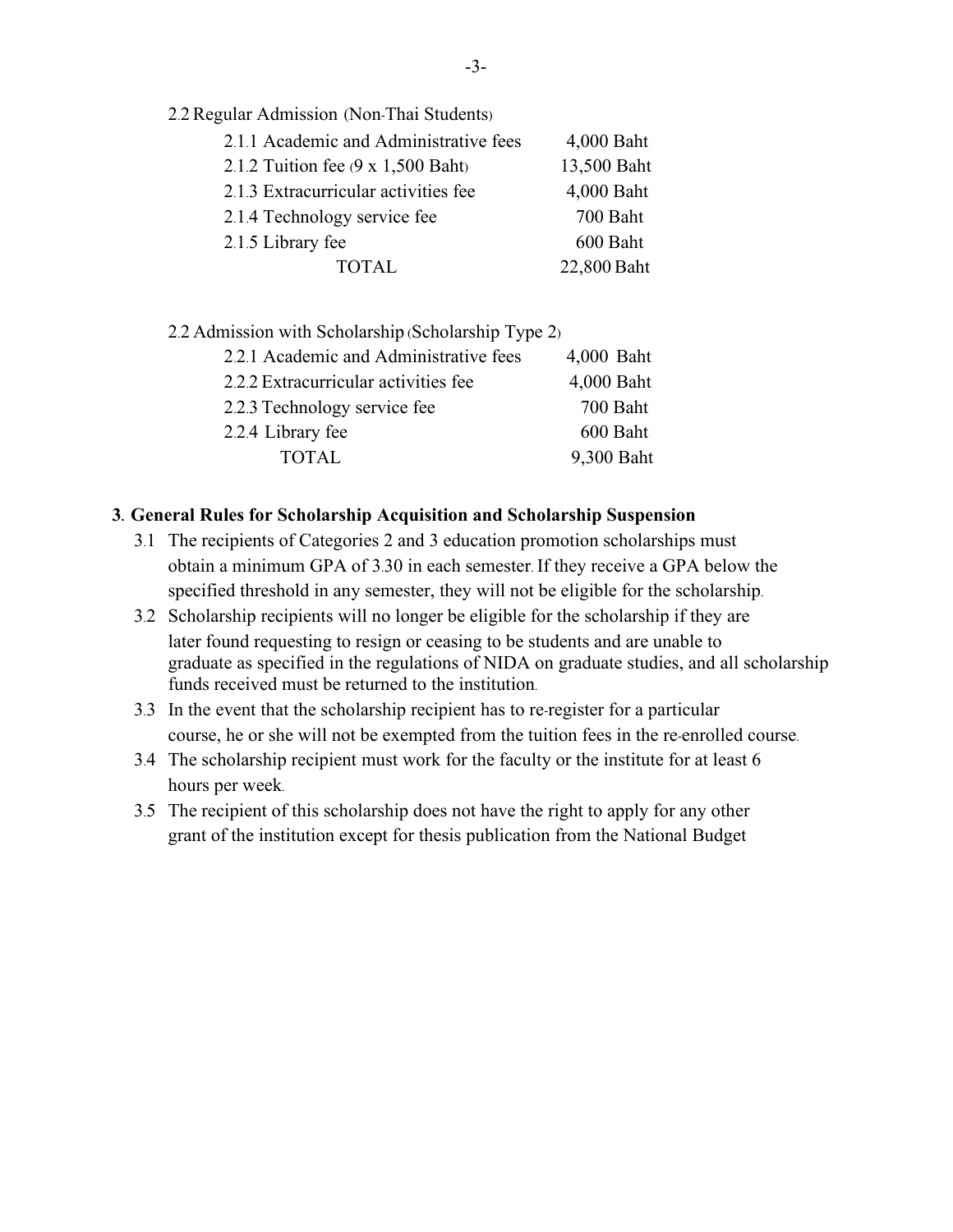2.2 Regular Admission (Non-Thai Students)

| | |
|---|---|
| 2.1.1 Academic and Administrative fees | 4,000 Baht |
| 2.1.2 Tuition fee (9 x 1,500 Baht) | 13,500 Baht |
| 2.1.3 Extracurricular activities fee | 4,000 Baht |
| 2.1.4 Technology service fee | 700 Baht |
| 2.1.5 Library fee | 600 Baht |
| TOTAL | 22,800 Baht |

2.2 Admission with Scholarship (Scholarship Type 2)

| | |
|---|---|
| 2.2.1 Academic and Administrative fees | 4,000 Baht |
| 2.2.2 Extracurricular activities fee | 4,000 Baht |
| 2.2.3 Technology service fee | 700 Baht |
| 2.2.4 Library fee | 600 Baht |
| TOTAL | 9,300 Baht |

**3. General Rules for Scholarship Acquisition and Scholarship Suspension**

3.1 The recipients of Categories 2 and 3 education promotion scholarships must obtain a minimum GPA of 3.30 in each semester. If they receive a GPA below the specified threshold in any semester, they will not be eligible for the scholarship.

3.2 Scholarship recipients will no longer be eligible for the scholarship if they are later found requesting to resign or ceasing to be students and are unable to graduate as specified in the regulations of NIDA on graduate studies, and all scholarship funds received must be returned to the institution.

3.3 In the event that the scholarship recipient has to re-register for a particular course, he or she will not be exempted from the tuition fees in the re-enrolled course.

3.4 The scholarship recipient must work for the faculty or the institute for at least 6 hours per week.

3.5 The recipient of this scholarship does not have the right to apply for any other grant of the institution except for thesis publication from the National Budget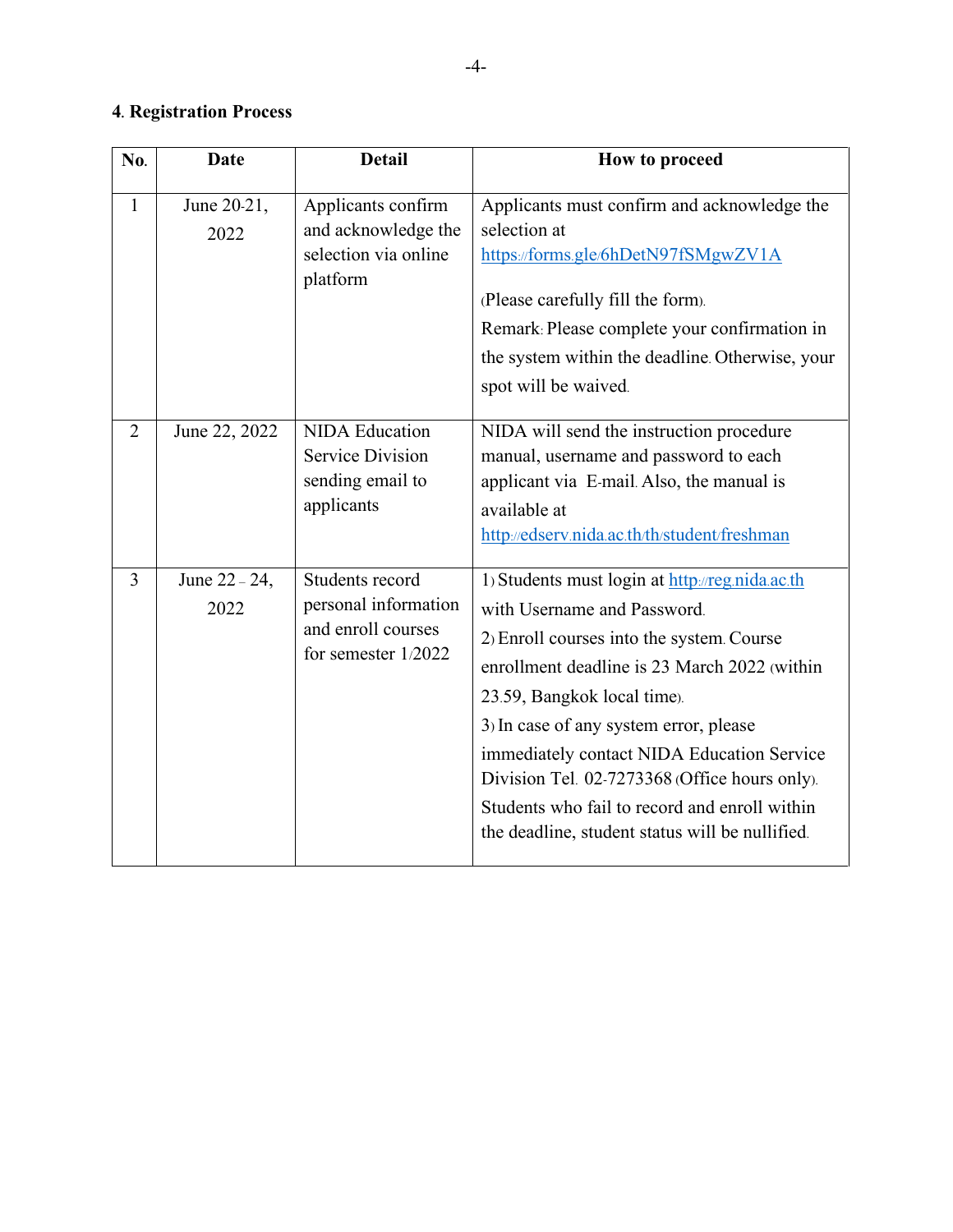## 4. Registration Process

| No. | Date | Detail | How to proceed |
|---|---|---|---|
| 1 | June 20-21, 2022 | Applicants confirm and acknowledge the selection via online platform | Applicants must confirm and acknowledge the selection at https://forms.gle/6hDetN97fSMgwZV1A<br><br>(Please carefully fill the form).<br>Remark: Please complete your confirmation in the system within the deadline. Otherwise, your spot will be waived. |
| 2 | June 22, 2022 | NIDA Education Service Division sending email to applicants | NIDA will send the instruction procedure manual, username and password to each applicant via E-mail. Also, the manual is available at http://edserv.nida.ac.th/th/student/freshman |
| 3 | June 22 – 24, 2022 | Students record personal information and enroll courses for semester 1/2022 | 1) Students must login at http://reg.nida.ac.th with Username and Password.<br>2) Enroll courses into the system. Course enrollment deadline is 23 March 2022 (within 23.59, Bangkok local time).<br>3) In case of any system error, please immediately contact NIDA Education Service Division Tel. 02-7273368 (Office hours only).<br>Students who fail to record and enroll within the deadline, student status will be nullified. |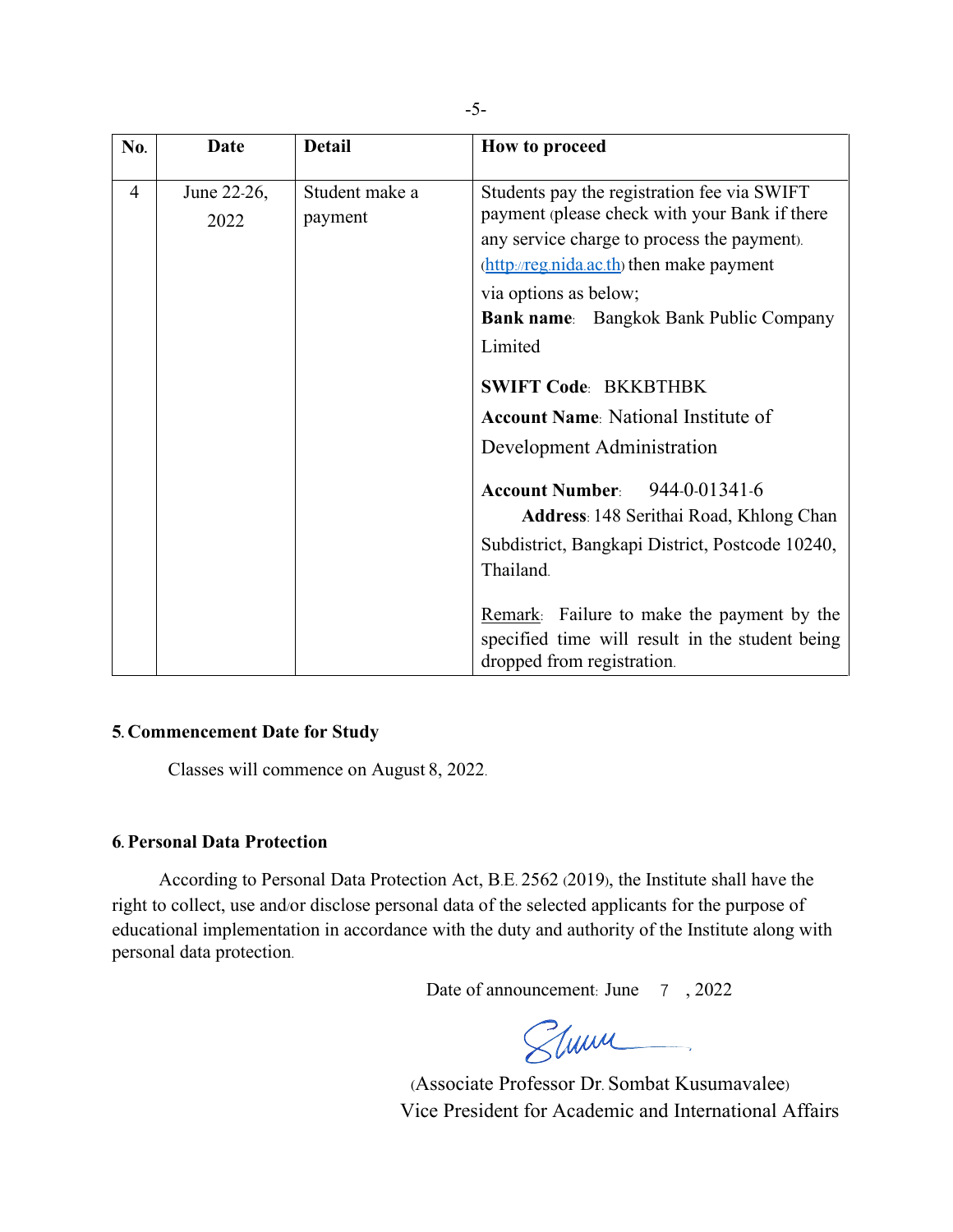| No. | Date | Detail | How to proceed |
|---|---|---|---|
| 4 | June 22-26, 2022 | Student make a payment | Students pay the registration fee via SWIFT payment (please check with your Bank if there any service charge to process the payment). (http://reg.nida.ac.th) then make payment via options as below;<br>**Bank name**: Bangkok Bank Public Company Limited<br>**SWIFT Code**: BKKBTHBK<br>**Account Name**: National Institute of Development Administration<br>**Account Number**: 944-0-01341-6<br>**Address**: 148 Serithai Road, Khlong Chan Subdistrict, Bangkapi District, Postcode 10240, Thailand.<br>Remark: Failure to make the payment by the specified time will result in the student being dropped from registration. |

**5. Commencement Date for Study**

Classes will commence on August 8, 2022.

**6. Personal Data Protection**

According to Personal Data Protection Act, B.E. 2562 (2019), the Institute shall have the right to collect, use and/or disclose personal data of the selected applicants for the purpose of educational implementation in accordance with the duty and authority of the Institute along with personal data protection.

Date of announcement: June 7, 2022

(Associate Professor Dr. Sombat Kusumavalee)
Vice President for Academic and International Affairs